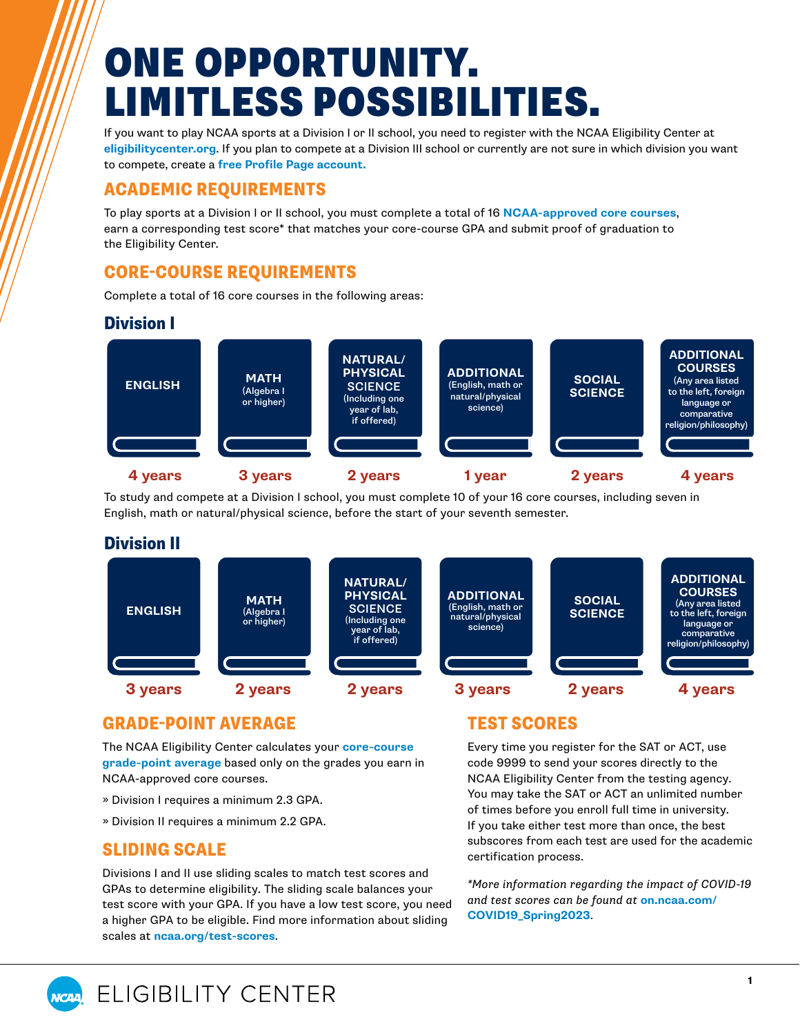# ONE OPPORTUNITY. LIMITLESS POSSIBILITIES.

If you want to play NCAA sports at a Division I or II school, you need to register with the NCAA Eligibility Center at **eligibilitycenter.org**. If you plan to compete at a Division III school or currently are not sure in which division you want to compete, create a **free Profile Page account.**

## ACADEMIC REQUIREMENTS

To play sports at a Division I or II school, you must complete a total of 16 **NCAA-approved core courses**, earn a corresponding test score* that matches your core-course GPA and submit proof of graduation to the Eligibility Center.

## CORE-COURSE REQUIREMENTS

Complete a total of 16 core courses in the following areas:

### Division I

| ENGLISH | MATH (Algebra I or higher) | NATURAL/PHYSICAL SCIENCE (Including one year of lab, if offered) | ADDITIONAL (English, math or natural/physical science) | SOCIAL SCIENCE | ADDITIONAL COURSES (Any area listed to the left, foreign language or comparative religion/philosophy) |
|---|---|---|---|---|---|
| 4 years | 3 years | 2 years | 1 year | 2 years | 4 years |

To study and compete at a Division I school, you must complete 10 of your 16 core courses, including seven in English, math or natural/physical science, before the start of your seventh semester.

### Division II

| ENGLISH | MATH (Algebra I or higher) | NATURAL/PHYSICAL SCIENCE (Including one year of lab, if offered) | ADDITIONAL (English, math or natural/physical science) | SOCIAL SCIENCE | ADDITIONAL COURSES (Any area listed to the left, foreign language or comparative religion/philosophy) |
|---|---|---|---|---|---|
| 3 years | 2 years | 2 years | 3 years | 2 years | 4 years |

## GRADE-POINT AVERAGE

The NCAA Eligibility Center calculates your **core-course grade-point average** based only on the grades you earn in NCAA-approved core courses.

» Division I requires a minimum 2.3 GPA.

» Division II requires a minimum 2.2 GPA.

## SLIDING SCALE

Divisions I and II use sliding scales to match test scores and GPAs to determine eligibility. The sliding scale balances your test score with your GPA. If you have a low test score, you need a higher GPA to be eligible. Find more information about sliding scales at **ncaa.org/test-scores**.

## TEST SCORES

Every time you register for the SAT or ACT, use code 9999 to send your scores directly to the NCAA Eligibility Center from the testing agency. You may take the SAT or ACT an unlimited number of times before you enroll full time in university. If you take either test more than once, the best subscores from each test are used for the academic certification process.

*\*More information regarding the impact of COVID-19 and test scores can be found at* **on.ncaa.com/COVID19_Spring2023**.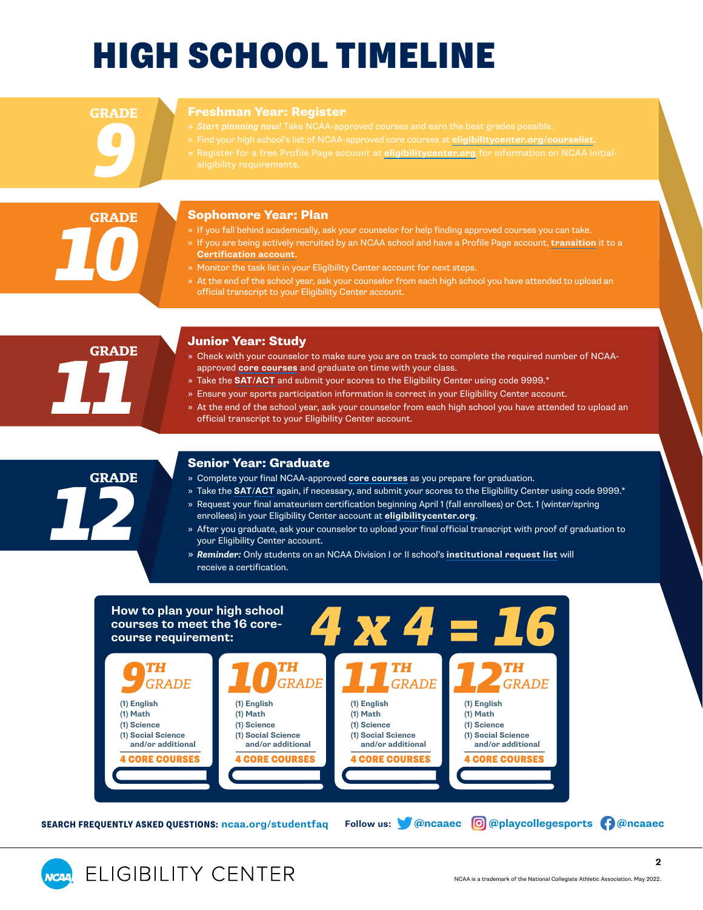# HIGH SCHOOL TIMELINE

## GRADE 9

### Freshman Year: Register

- *Start planning now!* Take NCAA-approved courses and earn the best grades possible.
- Find your high school's list of NCAA-approved core courses at **eligibilitycenter.org/courselist.**
- Register for a free Profile Page account at **eligibilitycenter.org** for information on NCAA initial-eligibility requirements.

## GRADE 10

### Sophomore Year: Plan

- If you fall behind academically, ask your counselor for help finding approved courses you can take.
- If you are being actively recruited by an NCAA school and have a Profile Page account, **transition** it to a **Certification account**.
- Monitor the task list in your Eligibility Center account for next steps.
- At the end of the school year, ask your counselor from each high school you have attended to upload an official transcript to your Eligibility Center account.

## GRADE 11

### Junior Year: Study

- Check with your counselor to make sure you are on track to complete the required number of NCAA-approved **core courses** and graduate on time with your class.
- Take the **SAT**/**ACT** and submit your scores to the Eligibility Center using code 9999.*
- Ensure your sports participation information is correct in your Eligibility Center account.
- At the end of the school year, ask your counselor from each high school you have attended to upload an official transcript to your Eligibility Center account.

## GRADE 12

### Senior Year: Graduate

- Complete your final NCAA-approved **core courses** as you prepare for graduation.
- Take the **SAT**/**ACT** again, if necessary, and submit your scores to the Eligibility Center using code 9999.*
- Request your final amateurism certification beginning April 1 (fall enrollees) or Oct. 1 (winter/spring enrollees) in your Eligibility Center account at **eligibilitycenter.org**.
- After you graduate, ask your counselor to upload your final official transcript with proof of graduation to your Eligibility Center account.
- ***Reminder:*** Only students on an NCAA Division I or II school's **institutional request list** will receive a certification.

## How to plan your high school courses to meet the 16 core-course requirement: 4 x 4 = 16

| 9TH GRADE | 10TH GRADE | 11TH GRADE | 12TH GRADE |
|---|---|---|---|
| (1) English | (1) English | (1) English | (1) English |
| (1) Math | (1) Math | (1) Math | (1) Math |
| (1) Science | (1) Science | (1) Science | (1) Science |
| (1) Social Science and/or additional | (1) Social Science and/or additional | (1) Social Science and/or additional | (1) Social Science and/or additional |
| **4 CORE COURSES** | **4 CORE COURSES** | **4 CORE COURSES** | **4 CORE COURSES** |

**SEARCH FREQUENTLY ASKED QUESTIONS:** ncaa.org/studentfaq

Follow us: @ncaaec @playcollegesports @ncaaec

ELIGIBILITY CENTER

NCAA is a trademark of the National Collegiate Athletic Association. May 2022.